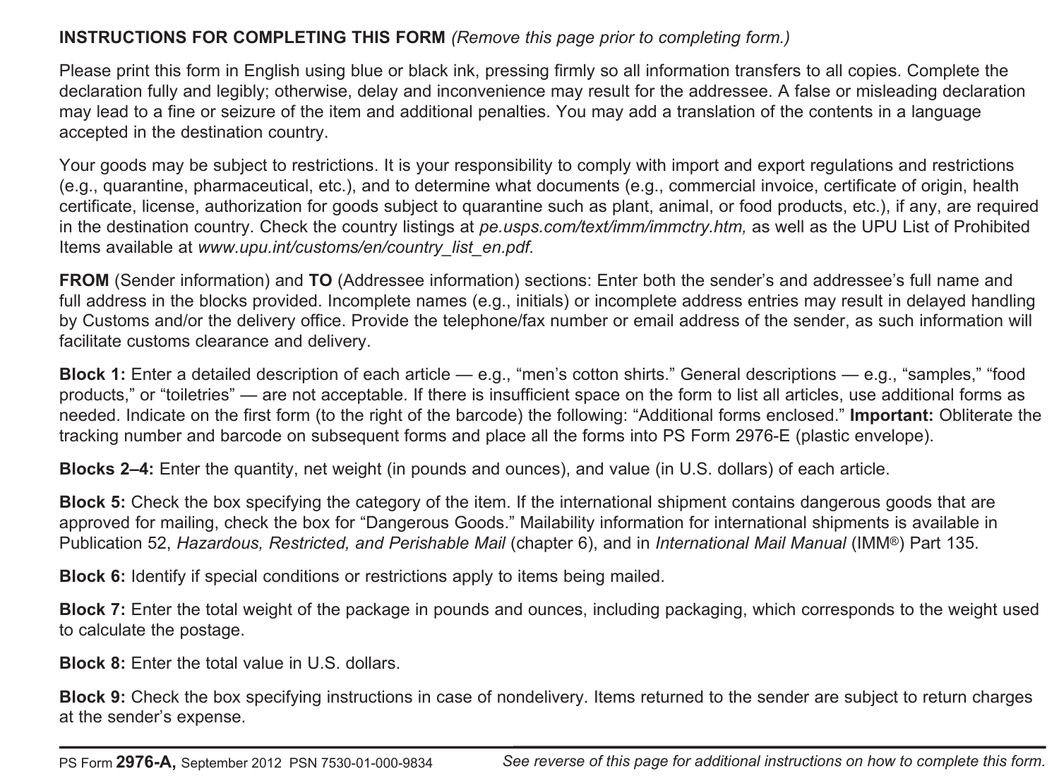**INSTRUCTIONS FOR COMPLETING THIS FORM** *(Remove this page prior to completing form.)*

Please print this form in English using blue or black ink, pressing firmly so all information transfers to all copies. Complete the declaration fully and legibly; otherwise, delay and inconvenience may result for the addressee. A false or misleading declaration may lead to a fine or seizure of the item and additional penalties. You may add a translation of the contents in a language accepted in the destination country.

Your goods may be subject to restrictions. It is your responsibility to comply with import and export regulations and restrictions (e.g., quarantine, pharmaceutical, etc.), and to determine what documents (e.g., commercial invoice, certificate of origin, health certificate, license, authorization for goods subject to quarantine such as plant, animal, or food products, etc.), if any, are required in the destination country. Check the country listings at *pe.usps.com/text/imm/immctry.htm,* as well as the UPU List of Prohibited Items available at *www.upu.int/customs/en/country_list_en.pdf.*

**FROM** (Sender information) and **TO** (Addressee information) sections: Enter both the sender's and addressee's full name and full address in the blocks provided. Incomplete names (e.g., initials) or incomplete address entries may result in delayed handling by Customs and/or the delivery office. Provide the telephone/fax number or email address of the sender, as such information will facilitate customs clearance and delivery.

**Block 1:** Enter a detailed description of each article — e.g., "men's cotton shirts." General descriptions — e.g., "samples," "food products," or "toiletries" — are not acceptable. If there is insufficient space on the form to list all articles, use additional forms as needed. Indicate on the first form (to the right of the barcode) the following: "Additional forms enclosed." **Important:** Obliterate the tracking number and barcode on subsequent forms and place all the forms into PS Form 2976-E (plastic envelope).

**Blocks 2–4:** Enter the quantity, net weight (in pounds and ounces), and value (in U.S. dollars) of each article.

**Block 5:** Check the box specifying the category of the item. If the international shipment contains dangerous goods that are approved for mailing, check the box for "Dangerous Goods." Mailability information for international shipments is available in Publication 52, *Hazardous, Restricted, and Perishable Mail* (chapter 6), and in *International Mail Manual* (IMM®) Part 135.

**Block 6:** Identify if special conditions or restrictions apply to items being mailed.

**Block 7:** Enter the total weight of the package in pounds and ounces, including packaging, which corresponds to the weight used to calculate the postage.

**Block 8:** Enter the total value in U.S. dollars.

**Block 9:** Check the box specifying instructions in case of nondelivery. Items returned to the sender are subject to return charges at the sender's expense.

PS Form **2976-A,** September 2012 PSN 7530-01-000-9834 *See reverse of this page for additional instructions on how to complete this form.*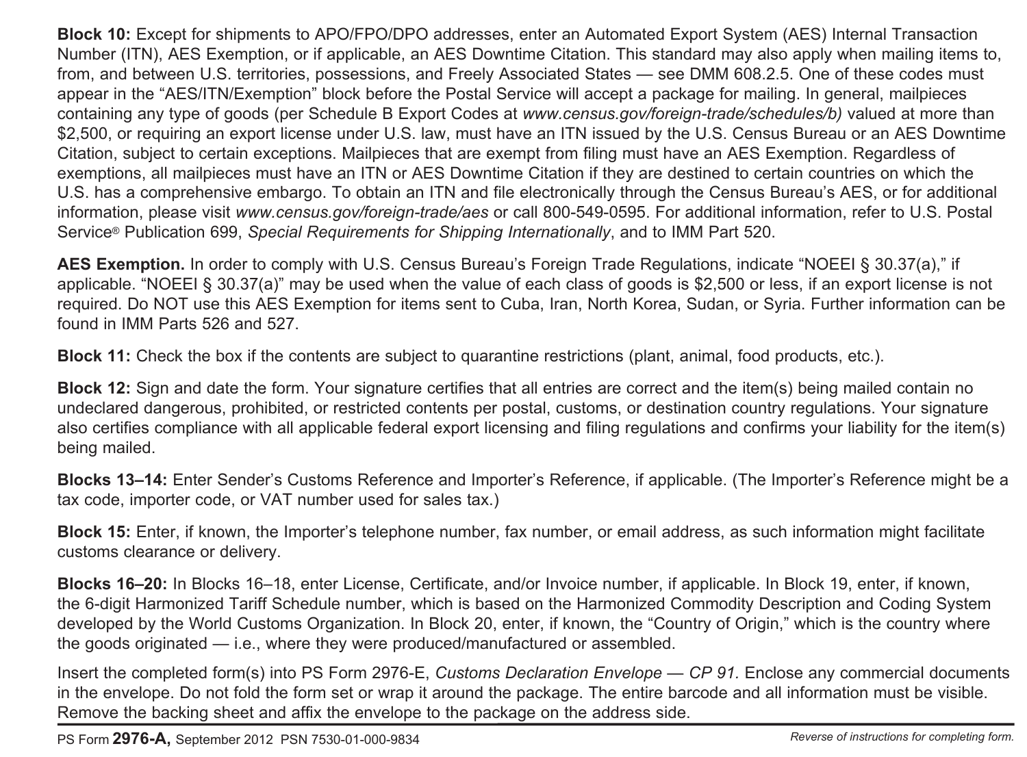**Block 10:** Except for shipments to APO/FPO/DPO addresses, enter an Automated Export System (AES) Internal Transaction Number (ITN), AES Exemption, or if applicable, an AES Downtime Citation. This standard may also apply when mailing items to, from, and between U.S. territories, possessions, and Freely Associated States — see DMM 608.2.5. One of these codes must appear in the "AES/ITN/Exemption" block before the Postal Service will accept a package for mailing. In general, mailpieces containing any type of goods (per Schedule B Export Codes at *www.census.gov/foreign-trade/schedules/b)* valued at more than $2,500, or requiring an export license under U.S. law, must have an ITN issued by the U.S. Census Bureau or an AES Downtime Citation, subject to certain exceptions. Mailpieces that are exempt from filing must have an AES Exemption. Regardless of exemptions, all mailpieces must have an ITN or AES Downtime Citation if they are destined to certain countries on which the U.S. has a comprehensive embargo. To obtain an ITN and file electronically through the Census Bureau's AES, or for additional information, please visit *www.census.gov/foreign-trade/aes* or call 800-549-0595. For additional information, refer to U.S. Postal Service® Publication 699, *Special Requirements for Shipping Internationally*, and to IMM Part 520.

**AES Exemption.** In order to comply with U.S. Census Bureau's Foreign Trade Regulations, indicate "NOEEI § 30.37(a)," if applicable. "NOEEI § 30.37(a)" may be used when the value of each class of goods is $2,500 or less, if an export license is not required. Do NOT use this AES Exemption for items sent to Cuba, Iran, North Korea, Sudan, or Syria. Further information can be found in IMM Parts 526 and 527.

**Block 11:** Check the box if the contents are subject to quarantine restrictions (plant, animal, food products, etc.).

**Block 12:** Sign and date the form. Your signature certifies that all entries are correct and the item(s) being mailed contain no undeclared dangerous, prohibited, or restricted contents per postal, customs, or destination country regulations. Your signature also certifies compliance with all applicable federal export licensing and filing regulations and confirms your liability for the item(s) being mailed.

**Blocks 13–14:** Enter Sender's Customs Reference and Importer's Reference, if applicable. (The Importer's Reference might be a tax code, importer code, or VAT number used for sales tax.)

**Block 15:** Enter, if known, the Importer's telephone number, fax number, or email address, as such information might facilitate customs clearance or delivery.

**Blocks 16–20:** In Blocks 16–18, enter License, Certificate, and/or Invoice number, if applicable. In Block 19, enter, if known, the 6-digit Harmonized Tariff Schedule number, which is based on the Harmonized Commodity Description and Coding System developed by the World Customs Organization. In Block 20, enter, if known, the "Country of Origin," which is the country where the goods originated — i.e., where they were produced/manufactured or assembled.

Insert the completed form(s) into PS Form 2976-E, *Customs Declaration Envelope — CP 91.* Enclose any commercial documents in the envelope. Do not fold the form set or wrap it around the package. The entire barcode and all information must be visible. Remove the backing sheet and affix the envelope to the package on the address side.

PS Form **2976-A,** September 2012 PSN 7530-01-000-9834 *Reverse of instructions for completing form.*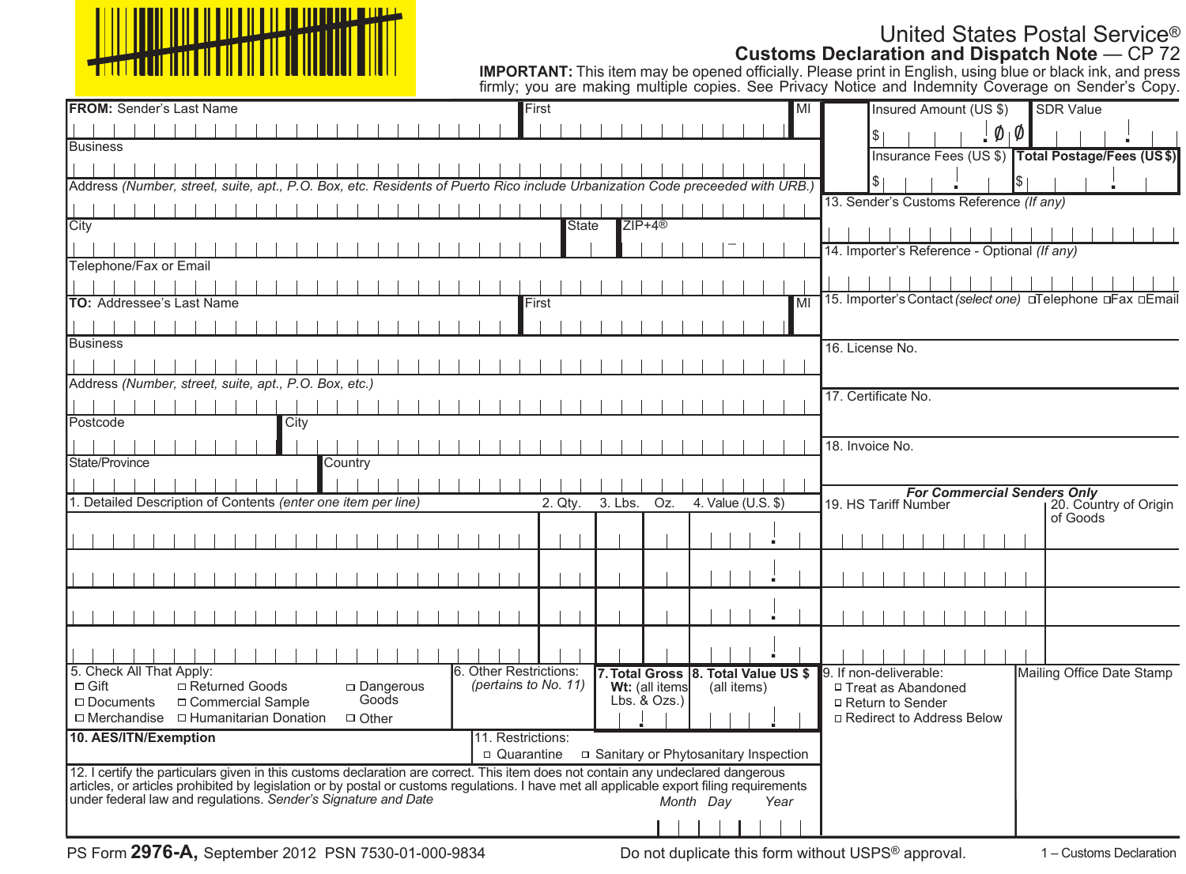United States Postal Service®

**Customs Declaration and Dispatch Note** — CP 72

**IMPORTANT:** This item may be opened officially. Please print in English, using blue or black ink, and press firmly; you are making multiple copies. See Privacy Notice and Indemnity Coverage on Sender's Copy.

**FROM:** Sender's Last Name | First | MI

Business

Address *(Number, street, suite, apt., P.O. Box, etc. Residents of Puerto Rico include Urbanization Code preceeded with URB.)*

City | State | ZIP+4®

Telephone/Fax or Email

**TO:** Addressee's Last Name | First | MI

Business

Address *(Number, street, suite, apt., P.O. Box, etc.)*

Postcode | City

State/Province | Country

| Insured Amount (US $) | SDR Value |
|---|---|
| $ .00 | |
| Insurance Fees (US $) | **Total Postage/Fees (US $)** |
| $ . | $ . |

13. Sender's Customs Reference *(If any)*

14. Importer's Reference - Optional *(If any)*

15. Importer's Contact *(select one)* ☐ Telephone ☐ Fax ☐ Email

16. License No.

17. Certificate No.

18. Invoice No.

| 1. Detailed Description of Contents *(enter one item per line)* | 2. Qty. | 3. Lbs. | Oz. | 4. Value (U.S. $) |
|---|---|---|---|---|
| | | | | . |
| | | | | . |
| | | | | . |
| | | | | . |

***For Commercial Senders Only***

| 19. HS Tariff Number | 20. Country of Origin of Goods |
|---|---|
| | |
| | |
| | |
| | |

5. Check All That Apply:
- ☐ Gift
- ☐ Documents
- ☐ Merchandise
- ☐ Returned Goods
- ☐ Commercial Sample
- ☐ Humanitarian Donation
- ☐ Dangerous Goods
- ☐ Other

6. Other Restrictions: *(pertains to No. 11)*

**7. Total Gross Wt:** (all items Lbs. & Ozs.)

**8. Total Value US $** (all items)

9. If non-deliverable:
- ☐ Treat as Abandoned
- ☐ Return to Sender
- ☐ Redirect to Address Below

Mailing Office Date Stamp

**10. AES/ITN/Exemption**

11. Restrictions:
☐ Quarantine ☐ Sanitary or Phytosanitary Inspection

12. I certify the particulars given in this customs declaration are correct. This item does not contain any undeclared dangerous articles, or articles prohibited by legislation or by postal or customs regulations. I have met all applicable export filing requirements under federal law and regulations. *Sender's Signature and Date* *Month Day Year*

PS Form **2976-A,** September 2012 PSN 7530-01-000-9834

Do not duplicate this form without USPS® approval.

1 – Customs Declaration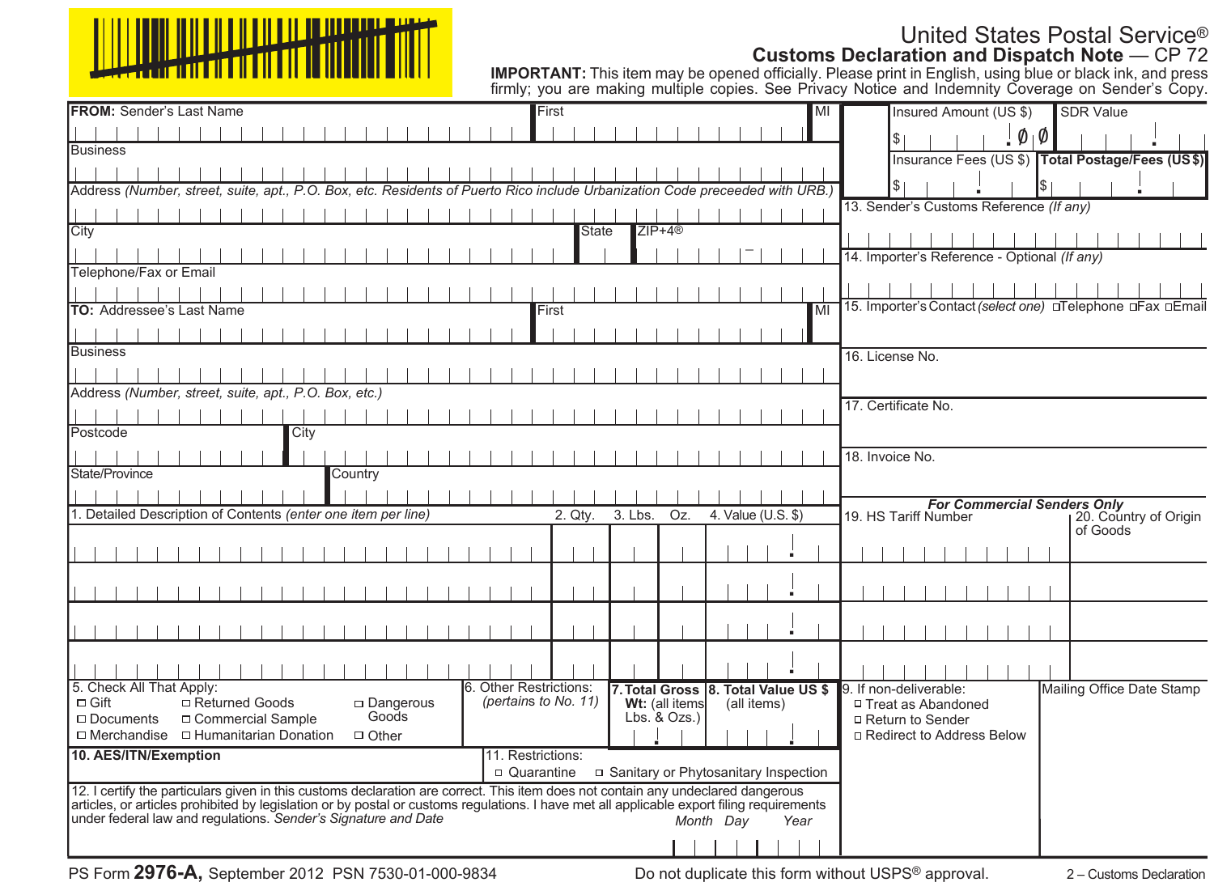# United States Postal Service®
## Customs Declaration and Dispatch Note — CP 72

**IMPORTANT:** This item may be opened officially. Please print in English, using blue or black ink, and press firmly; you are making multiple copies. See Privacy Notice and Indemnity Coverage on Sender's Copy.

**FROM:** Sender's Last Name | First | MI

Business

Address *(Number, street, suite, apt., P.O. Box, etc. Residents of Puerto Rico include Urbanization Code preceeded with URB.)*

City | State | ZIP+4®

Telephone/Fax or Email

**TO:** Addressee's Last Name | First | MI

Business

Address *(Number, street, suite, apt., P.O. Box, etc.)*

Postcode | City

State/Province | Country

| Insured Amount (US $) | SDR Value |
|---|---|
| $ . ØØ | . |
| Insurance Fees (US $) | **Total Postage/Fees (US $)** |
| $ . | $ . |

13. Sender's Customs Reference *(If any)*

14. Importer's Reference - Optional *(If any)*

15. Importer's Contact *(select one)* ☐ Telephone ☐ Fax ☐ Email

16. License No.

17. Certificate No.

18. Invoice No.

| 1. Detailed Description of Contents *(enter one item per line)* | 2. Qty. | 3. Lbs. | Oz. | 4. Value (U.S. $) | 19. HS Tariff Number | 20. Country of Origin of Goods |
|---|---|---|---|---|---|---|
| | | | | . | | |
| | | | | . | | |
| | | | | . | | |
| | | | | . | | |

*For Commercial Senders Only* (19–20)

5. Check All That Apply:
- ☐ Gift
- ☐ Documents
- ☐ Merchandise
- ☐ Returned Goods
- ☐ Commercial Sample
- ☐ Humanitarian Donation
- ☐ Dangerous Goods
- ☐ Other

6. Other Restrictions: *(pertains to No. 11)*

**7. Total Gross Wt:** (all items Lbs. & Ozs.)

**8. Total Value US $** (all items)

9. If non-deliverable:
- ☐ Treat as Abandoned
- ☐ Return to Sender
- ☐ Redirect to Address Below

Mailing Office Date Stamp

**10. AES/ITN/Exemption**

11. Restrictions:
- ☐ Quarantine
- ☐ Sanitary or Phytosanitary Inspection

12. I certify the particulars given in this customs declaration are correct. This item does not contain any undeclared dangerous articles, or articles prohibited by legislation or by postal or customs regulations. I have met all applicable export filing requirements under federal law and regulations. *Sender's Signature and Date*

*Month Day Year*

PS Form **2976-A,** September 2012 PSN 7530-01-000-9834

Do not duplicate this form without USPS® approval.

2 – Customs Declaration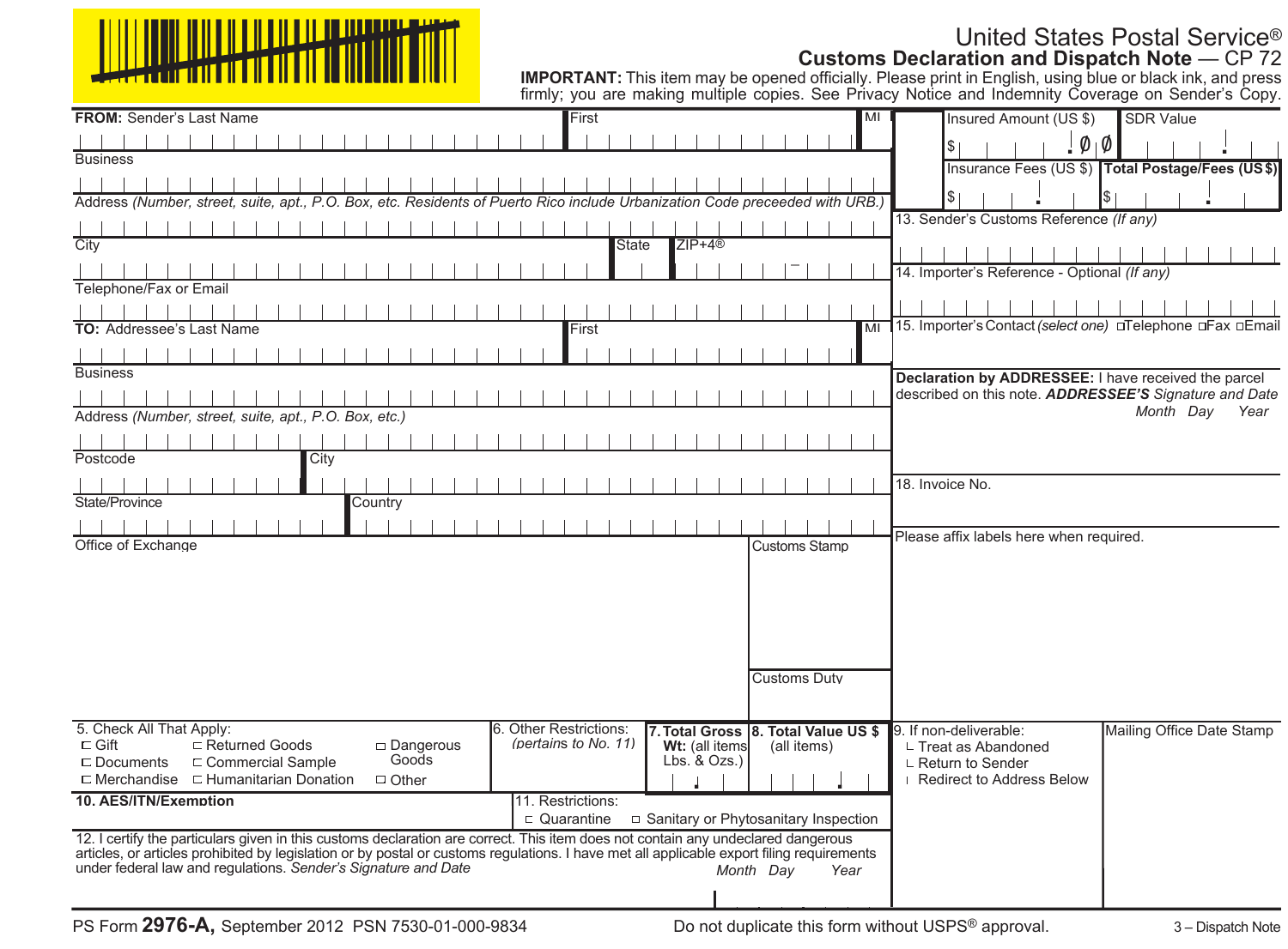# United States Postal Service®

## Customs Declaration and Dispatch Note — CP 72

**IMPORTANT:** This item may be opened officially. Please print in English, using blue or black ink, and press firmly; you are making multiple copies. See Privacy Notice and Indemnity Coverage on Sender's Copy.

**FROM:** Sender's Last Name | First | MI

Business

Address *(Number, street, suite, apt., P.O. Box, etc. Residents of Puerto Rico include Urbanization Code preceeded with URB.)*

City | State | ZIP+4®

Telephone/Fax or Email

**TO:** Addressee's Last Name | First | MI

Business

Address *(Number, street, suite, apt., P.O. Box, etc.)*

Postcode | City

State/Province | Country

Office of Exchange

Customs Stamp

Customs Duty

| Insured Amount (US $) | SDR Value |
|---|---|
| $ .00 | |
| Insurance Fees (US $) | **Total Postage/Fees (US $)** |
| $ | $ |

13. Sender's Customs Reference *(If any)*

14. Importer's Reference - Optional *(If any)*

15. Importer's Contact *(select one)* ☐Telephone ☐Fax ☐Email

**Declaration by ADDRESSEE:** I have received the parcel described on this note. ***ADDRESSEE'S*** *Signature and Date* *Month Day Year*

18. Invoice No.

Please affix labels here when required.

5. Check All That Apply:
- ☐ Gift
- ☐ Documents
- ☐ Merchandise
- ☐ Returned Goods
- ☐ Commercial Sample
- ☐ Humanitarian Donation
- ☐ Dangerous Goods
- ☐ Other

6. Other Restrictions: *(pertains to No. 11)*

**7. Total Gross Wt:** (all items Lbs. & Ozs.)

**8. Total Value US $** (all items)

9. If non-deliverable:
- ☐ Treat as Abandoned
- ☐ Return to Sender
- ☐ Redirect to Address Below

Mailing Office Date Stamp

**10. AES/ITN/Exemption**

11. Restrictions:
- ☐ Quarantine
- ☐ Sanitary or Phytosanitary Inspection

12. I certify the particulars given in this customs declaration are correct. This item does not contain any undeclared dangerous articles, or articles prohibited by legislation or by postal or customs regulations. I have met all applicable export filing requirements under federal law and regulations. *Sender's Signature and Date* *Month Day Year*

PS Form **2976-A,** September 2012 PSN 7530-01-000-9834

Do not duplicate this form without USPS® approval.

3 – Dispatch Note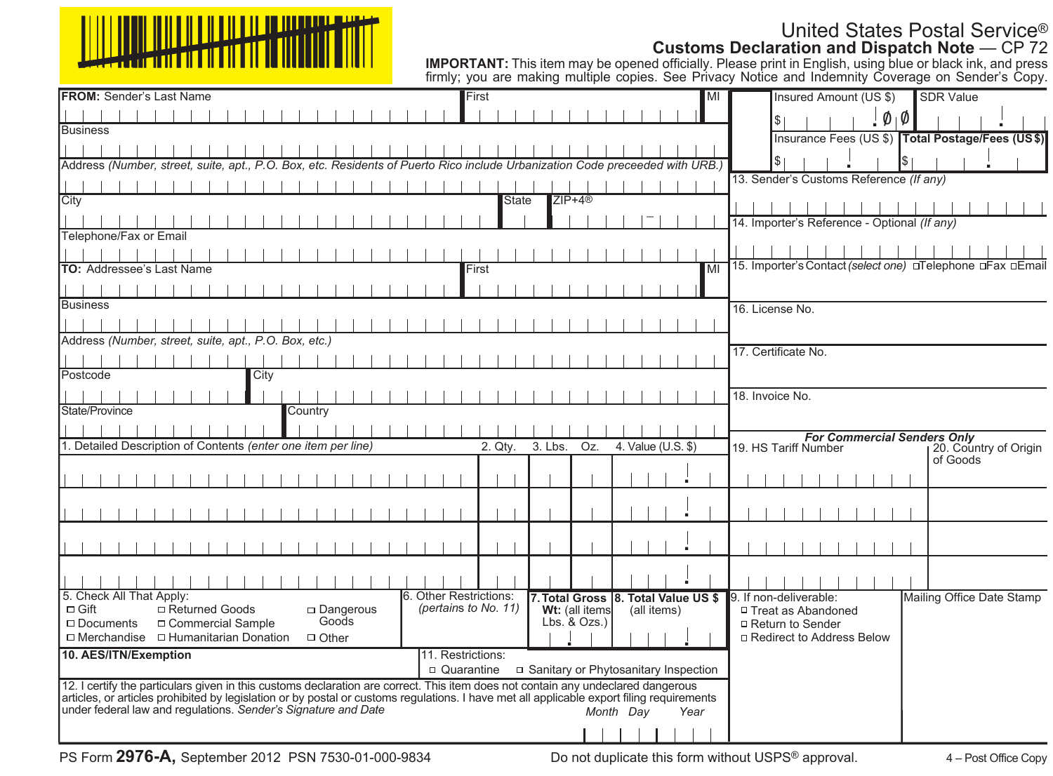United States Postal Service®

**Customs Declaration and Dispatch Note** — CP 72

**IMPORTANT:** This item may be opened officially. Please print in English, using blue or black ink, and press firmly; you are making multiple copies. See Privacy Notice and Indemnity Coverage on Sender's Copy.

**FROM:** Sender's Last Name | First | MI

Business

Address *(Number, street, suite, apt., P.O. Box, etc. Residents of Puerto Rico include Urbanization Code preceeded with URB.)*

City | State | ZIP+4®

Telephone/Fax or Email

**TO:** Addressee's Last Name | First | MI

Business

Address *(Number, street, suite, apt., P.O. Box, etc.)*

Postcode | City

State/Province | Country

| Insured Amount (US $) | SDR Value |
|---|---|
| $ . 00 | |
| Insurance Fees (US $) | **Total Postage/Fees (US $)** |
| $ . | $ . |

13. Sender's Customs Reference *(If any)*

14. Importer's Reference - Optional *(If any)*

15. Importer's Contact *(select one)* ☐ Telephone ☐ Fax ☐ Email

16. License No.

17. Certificate No.

18. Invoice No.

| 1. Detailed Description of Contents *(enter one item per line)* | 2. Qty. | 3. Lbs. | Oz. | 4. Value (U.S. $) | 19. HS Tariff Number | 20. Country of Origin of Goods |
|---|---|---|---|---|---|---|
| | | | | . | | |
| | | | | . | | |
| | | | | . | | |
| | | | | . | | |

*For Commercial Senders Only* (items 19–20)

5. Check All That Apply:
- ☐ Gift
- ☐ Returned Goods
- ☐ Dangerous Goods
- ☐ Documents
- ☐ Commercial Sample
- ☐ Merchandise
- ☐ Humanitarian Donation
- ☐ Other

6. Other Restrictions: *(pertains to No. 11)*

**7. Total Gross Wt:** (all items Lbs. & Ozs.)

**8. Total Value US $** (all items)

9. If non-deliverable:
- ☐ Treat as Abandoned
- ☐ Return to Sender
- ☐ Redirect to Address Below

Mailing Office Date Stamp

**10. AES/ITN/Exemption**

11. Restrictions:
- ☐ Quarantine
- ☐ Sanitary or Phytosanitary Inspection

12. I certify the particulars given in this customs declaration are correct. This item does not contain any undeclared dangerous articles, or articles prohibited by legislation or by postal or customs regulations. I have met all applicable export filing requirements under federal law and regulations. *Sender's Signature and Date*

*Month Day Year*

PS Form **2976-A,** September 2012 PSN 7530-01-000-9834

Do not duplicate this form without USPS® approval.

4 – Post Office Copy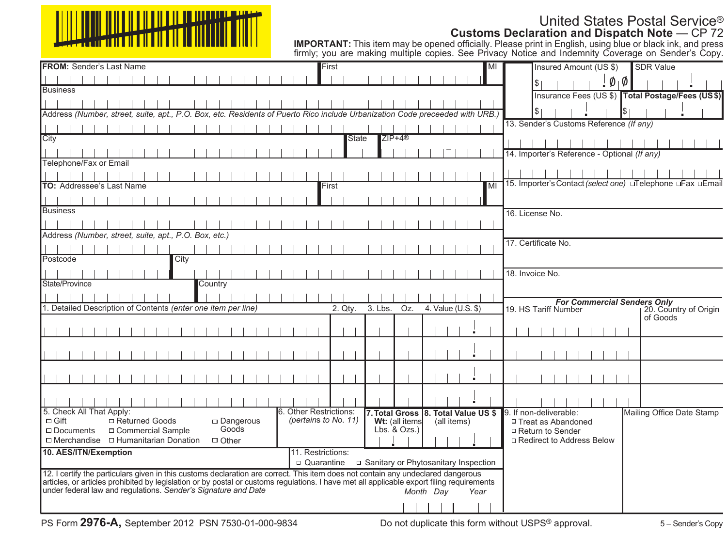# United States Postal Service®

## Customs Declaration and Dispatch Note — CP 72

**IMPORTANT:** This item may be opened officially. Please print in English, using blue or black ink, and press firmly; you are making multiple copies. See Privacy Notice and Indemnity Coverage on Sender's Copy.

**FROM:** Sender's Last Name | First | MI

Business

Address *(Number, street, suite, apt., P.O. Box, etc. Residents of Puerto Rico include Urbanization Code preceeded with URB.)*

City | State | ZIP+4®

Telephone/Fax or Email

**TO:** Addressee's Last Name | First | MI

Business

Address *(Number, street, suite, apt., P.O. Box, etc.)*

Postcode | City

State/Province | Country

| 1. Detailed Description of Contents *(enter one item per line)* | 2. Qty. | 3. Lbs. | Oz. | 4. Value (U.S. $) |
|---|---|---|---|---|
| | | | | . |
| | | | | . |
| | | | | . |
| | | | | . |

5. Check All That Apply:
- ☐ Gift
- ☐ Returned Goods
- ☐ Dangerous Goods
- ☐ Documents
- ☐ Commercial Sample
- ☐ Merchandise
- ☐ Humanitarian Donation
- ☐ Other

6. Other Restrictions: *(pertains to No. 11)*

**7. Total Gross Wt:** (all items) Lbs. & Ozs.)

**8. Total Value US $** (all items)

**10. AES/ITN/Exemption**

11. Restrictions:
- ☐ Quarantine
- ☐ Sanitary or Phytosanitary Inspection

12. I certify the particulars given in this customs declaration are correct. This item does not contain any undeclared dangerous articles, or articles prohibited by legislation or by postal or customs regulations. I have met all applicable export filing requirements under federal law and regulations. *Sender's Signature and Date* *Month Day Year*

Insured Amount (US $) $ . ØØ | SDR Value

Insurance Fees (US $) $ . | **Total Postage/Fees (US $)** $ .

13. Sender's Customs Reference *(If any)*

14. Importer's Reference - Optional *(If any)*

15. Importer's Contact *(select one)* ☐Telephone ☐Fax ☐Email

16. License No.

17. Certificate No.

18. Invoice No.

***For Commercial Senders Only***

| 19. HS Tariff Number | 20. Country of Origin of Goods |
|---|---|
| | |
| | |
| | |
| | |

9. If non-deliverable:
- ☐ Treat as Abandoned
- ☐ Return to Sender
- ☐ Redirect to Address Below

Mailing Office Date Stamp

PS Form **2976-A,** September 2012 PSN 7530-01-000-9834 Do not duplicate this form without USPS® approval. 5 – Sender's Copy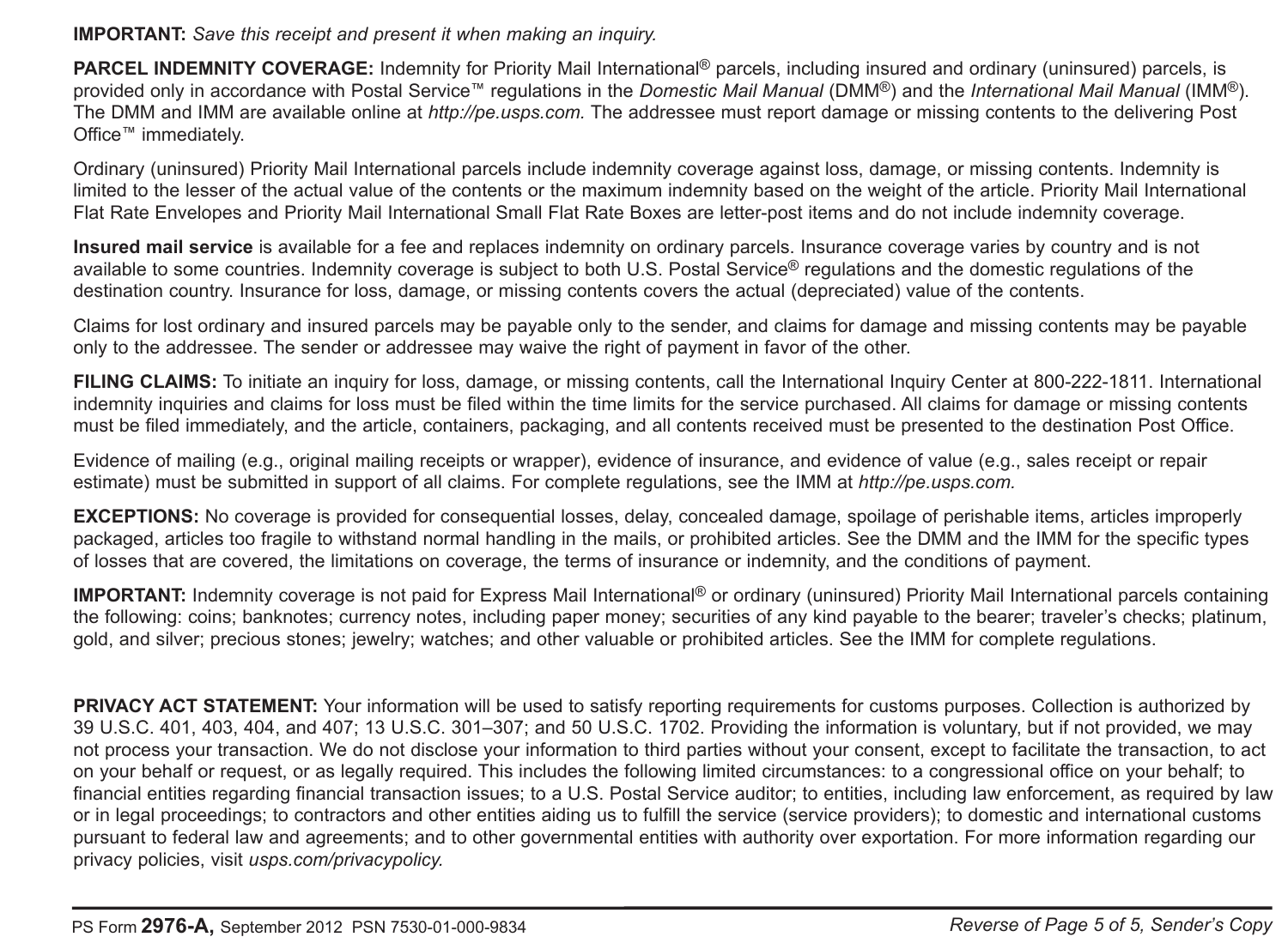**IMPORTANT:** *Save this receipt and present it when making an inquiry.*

**PARCEL INDEMNITY COVERAGE:** Indemnity for Priority Mail International® parcels, including insured and ordinary (uninsured) parcels, is provided only in accordance with Postal Service™ regulations in the *Domestic Mail Manual* (DMM®) and the *International Mail Manual* (IMM®). The DMM and IMM are available online at *http://pe.usps.com.* The addressee must report damage or missing contents to the delivering Post Office™ immediately.

Ordinary (uninsured) Priority Mail International parcels include indemnity coverage against loss, damage, or missing contents. Indemnity is limited to the lesser of the actual value of the contents or the maximum indemnity based on the weight of the article. Priority Mail International Flat Rate Envelopes and Priority Mail International Small Flat Rate Boxes are letter-post items and do not include indemnity coverage.

**Insured mail service** is available for a fee and replaces indemnity on ordinary parcels. Insurance coverage varies by country and is not available to some countries. Indemnity coverage is subject to both U.S. Postal Service® regulations and the domestic regulations of the destination country. Insurance for loss, damage, or missing contents covers the actual (depreciated) value of the contents.

Claims for lost ordinary and insured parcels may be payable only to the sender, and claims for damage and missing contents may be payable only to the addressee. The sender or addressee may waive the right of payment in favor of the other.

**FILING CLAIMS:** To initiate an inquiry for loss, damage, or missing contents, call the International Inquiry Center at 800-222-1811. International indemnity inquiries and claims for loss must be filed within the time limits for the service purchased. All claims for damage or missing contents must be filed immediately, and the article, containers, packaging, and all contents received must be presented to the destination Post Office.

Evidence of mailing (e.g., original mailing receipts or wrapper), evidence of insurance, and evidence of value (e.g., sales receipt or repair estimate) must be submitted in support of all claims. For complete regulations, see the IMM at *http://pe.usps.com.*

**EXCEPTIONS:** No coverage is provided for consequential losses, delay, concealed damage, spoilage of perishable items, articles improperly packaged, articles too fragile to withstand normal handling in the mails, or prohibited articles. See the DMM and the IMM for the specific types of losses that are covered, the limitations on coverage, the terms of insurance or indemnity, and the conditions of payment.

**IMPORTANT:** Indemnity coverage is not paid for Express Mail International® or ordinary (uninsured) Priority Mail International parcels containing the following: coins; banknotes; currency notes, including paper money; securities of any kind payable to the bearer; traveler's checks; platinum, gold, and silver; precious stones; jewelry; watches; and other valuable or prohibited articles. See the IMM for complete regulations.

**PRIVACY ACT STATEMENT:** Your information will be used to satisfy reporting requirements for customs purposes. Collection is authorized by 39 U.S.C. 401, 403, 404, and 407; 13 U.S.C. 301–307; and 50 U.S.C. 1702. Providing the information is voluntary, but if not provided, we may not process your transaction. We do not disclose your information to third parties without your consent, except to facilitate the transaction, to act on your behalf or request, or as legally required. This includes the following limited circumstances: to a congressional office on your behalf; to financial entities regarding financial transaction issues; to a U.S. Postal Service auditor; to entities, including law enforcement, as required by law or in legal proceedings; to contractors and other entities aiding us to fulfill the service (service providers); to domestic and international customs pursuant to federal law and agreements; and to other governmental entities with authority over exportation. For more information regarding our privacy policies, visit *usps.com/privacypolicy.*

PS Form **2976-A,** September 2012 PSN 7530-01-000-9834 *Reverse of Page 5 of 5, Sender's Copy*